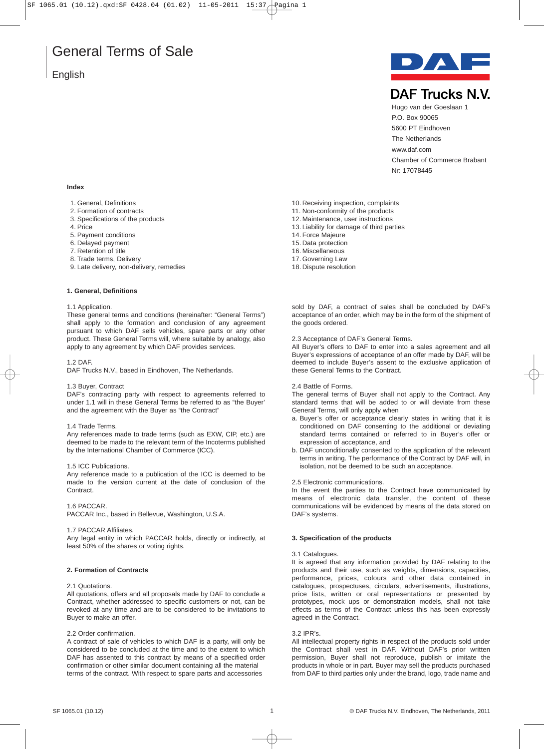# General Terms of Sale

English

**DAF Trucks N.V.**
Hugo van der Goeslaan 1
P.O. Box 90065
5600 PT Eindhoven
The Netherlands
www.daf.com
Chamber of Commerce Brabant
Nr: 17078445

**Index**

1. General, Definitions
2. Formation of contracts
3. Specifications of the products
4. Price
5. Payment conditions
6. Delayed payment
7. Retention of title
8. Trade terms, Delivery
9. Late delivery, non-delivery, remedies
10. Receiving inspection, complaints
11. Non-conformity of the products
12. Maintenance, user instructions
13. Liability for damage of third parties
14. Force Majeure
15. Data protection
16. Miscellaneous
17. Governing Law
18. Dispute resolution

## 1. General, Definitions

1.1 Application.
These general terms and conditions (hereinafter: "General Terms") shall apply to the formation and conclusion of any agreement pursuant to which DAF sells vehicles, spare parts or any other product. These General Terms will, where suitable by analogy, also apply to any agreement by which DAF provides services.

1.2 DAF.
DAF Trucks N.V., based in Eindhoven, The Netherlands.

1.3 Buyer, Contract
DAF's contracting party with respect to agreements referred to under 1.1 will in these General Terms be referred to as "the Buyer' and the agreement with the Buyer as "the Contract"

1.4 Trade Terms.
Any references made to trade terms (such as EXW, CIP, etc.) are deemed to be made to the relevant term of the Incoterms published by the International Chamber of Commerce (ICC).

1.5 ICC Publications.
Any reference made to a publication of the ICC is deemed to be made to the version current at the date of conclusion of the Contract.

1.6 PACCAR.
PACCAR Inc., based in Bellevue, Washington, U.S.A.

1.7 PACCAR Affiliates.
Any legal entity in which PACCAR holds, directly or indirectly, at least 50% of the shares or voting rights.

## 2. Formation of Contracts

2.1 Quotations.
All quotations, offers and all proposals made by DAF to conclude a Contract, whether addressed to specific customers or not, can be revoked at any time and are to be considered to be invitations to Buyer to make an offer.

2.2 Order confirmation.
A contract of sale of vehicles to which DAF is a party, will only be considered to be concluded at the time and to the extent to which DAF has assented to this contract by means of a specified order confirmation or other similar document containing all the material terms of the contract. With respect to spare parts and accessories sold by DAF, a contract of sales shall be concluded by DAF's acceptance of an order, which may be in the form of the shipment of the goods ordered.

2.3 Acceptance of DAF's General Terms.
All Buyer's offers to DAF to enter into a sales agreement and all Buyer's expressions of acceptance of an offer made by DAF, will be deemed to include Buyer's assent to the exclusive application of these General Terms to the Contract.

2.4 Battle of Forms.
The general terms of Buyer shall not apply to the Contract. Any standard terms that will be added to or will deviate from these General Terms, will only apply when

a. Buyer's offer or acceptance clearly states in writing that it is conditioned on DAF consenting to the additional or deviating standard terms contained or referred to in Buyer's offer or expression of acceptance, and
b. DAF unconditionally consented to the application of the relevant terms in writing. The performance of the Contract by DAF will, in isolation, not be deemed to be such an acceptance.

2.5 Electronic communications.
In the event the parties to the Contract have communicated by means of electronic data transfer, the content of these communications will be evidenced by means of the data stored on DAF's systems.

## 3. Specification of the products

3.1 Catalogues.
It is agreed that any information provided by DAF relating to the products and their use, such as weights, dimensions, capacities, performance, prices, colours and other data contained in catalogues, prospectuses, circulars, advertisements, illustrations, price lists, written or oral representations or presented by prototypes, mock ups or demonstration models, shall not take effects as terms of the Contract unless this has been expressly agreed in the Contract.

3.2 IPR's.
All intellectual property rights in respect of the products sold under the Contract shall vest in DAF. Without DAF's prior written permission, Buyer shall not reproduce, publish or imitate the products in whole or in part. Buyer may sell the products purchased from DAF to third parties only under the brand, logo, trade name and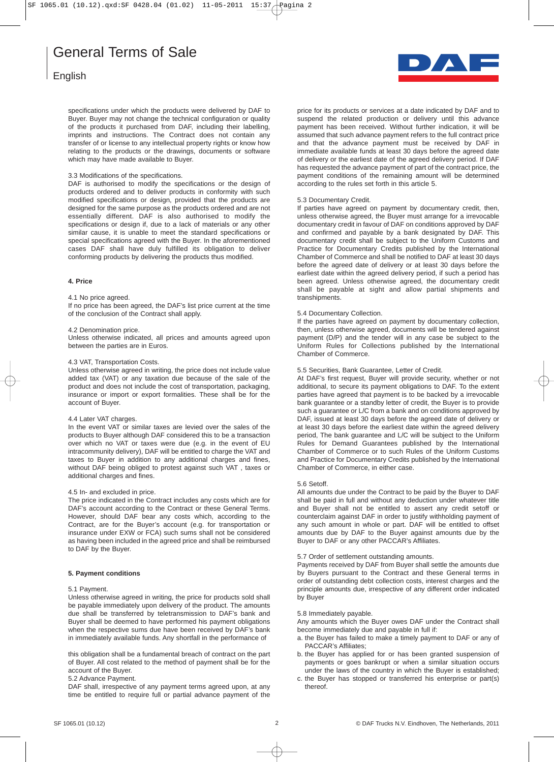specifications under which the products were delivered by DAF to Buyer. Buyer may not change the technical configuration or quality of the products it purchased from DAF, including their labelling, imprints and instructions. The Contract does not contain any transfer of or license to any intellectual property rights or know how relating to the products or the drawings, documents or software which may have made available to Buyer.

3.3 Modifications of the specifications.
DAF is authorised to modify the specifications or the design of products ordered and to deliver products in conformity with such modified specifications or design, provided that the products are designed for the same purpose as the products ordered and are not essentially different. DAF is also authorised to modify the specifications or design if, due to a lack of materials or any other similar cause, it is unable to meet the standard specifications or special specifications agreed with the Buyer. In the aforementioned cases DAF shall have duly fulfilled its obligation to deliver conforming products by delivering the products thus modified.

## 4. Price

4.1 No price agreed.
If no price has been agreed, the DAF's list price current at the time of the conclusion of the Contract shall apply.

4.2 Denomination price.
Unless otherwise indicated, all prices and amounts agreed upon between the parties are in Euros.

4.3 VAT, Transportation Costs.
Unless otherwise agreed in writing, the price does not include value added tax (VAT) or any taxation due because of the sale of the product and does not include the cost of transportation, packaging, insurance or import or export formalities. These shall be for the account of Buyer.

4.4 Later VAT charges.
In the event VAT or similar taxes are levied over the sales of the products to Buyer although DAF considered this to be a transaction over which no VAT or taxes were due (e.g. in the event of EU intracommunity delivery), DAF will be entitled to charge the VAT and taxes to Buyer in addition to any additional charges and fines, without DAF being obliged to protest against such VAT , taxes or additional charges and fines.

4.5 In- and excluded in price.
The price indicated in the Contract includes any costs which are for DAF's account according to the Contract or these General Terms. However, should DAF bear any costs which, according to the Contract, are for the Buyer's account (e.g. for transportation or insurance under EXW or FCA) such sums shall not be considered as having been included in the agreed price and shall be reimbursed to DAF by the Buyer.

## 5. Payment conditions

5.1 Payment.
Unless otherwise agreed in writing, the price for products sold shall be payable immediately upon delivery of the product. The amounts due shall be transferred by teletransmission to DAF's bank and Buyer shall be deemed to have performed his payment obligations when the respective sums due have been received by DAF's bank in immediately available funds. Any shortfall in the performance of this obligation shall be a fundamental breach of contract on the part of Buyer. All cost related to the method of payment shall be for the account of the Buyer.

5.2 Advance Payment.
DAF shall, irrespective of any payment terms agreed upon, at any time be entitled to require full or partial advance payment of the price for its products or services at a date indicated by DAF and to suspend the related production or delivery until this advance payment has been received. Without further indication, it will be assumed that such advance payment refers to the full contract price and that the advance payment must be received by DAF in immediate available funds at least 30 days before the agreed date of delivery or the earliest date of the agreed delivery period. If DAF has requested the advance payment of part of the contract price, the payment conditions of the remaining amount will be determined according to the rules set forth in this article 5.

5.3 Documentary Credit.
If parties have agreed on payment by documentary credit, then, unless otherwise agreed, the Buyer must arrange for a irrevocable documentary credit in favour of DAF on conditions approved by DAF and confirmed and payable by a bank designated by DAF. This documentary credit shall be subject to the Uniform Customs and Practice for Documentary Credits published by the International Chamber of Commerce and shall be notified to DAF at least 30 days before the agreed date of delivery or at least 30 days before the earliest date within the agreed delivery period, if such a period has been agreed. Unless otherwise agreed, the documentary credit shall be payable at sight and allow partial shipments and transhipments.

5.4 Documentary Collection.
If the parties have agreed on payment by documentary collection, then, unless otherwise agreed, documents will be tendered against payment (D/P) and the tender will in any case be subject to the Uniform Rules for Collections published by the International Chamber of Commerce.

5.5 Securities, Bank Guarantee, Letter of Credit.
At DAF's first request, Buyer will provide security, whether or not additional, to secure its payment obligations to DAF. To the extent parties have agreed that payment is to be backed by a irrevocable bank guarantee or a standby letter of credit, the Buyer is to provide such a guarantee or L/C from a bank and on conditions approved by DAF, issued at least 30 days before the agreed date of delivery or at least 30 days before the earliest date within the agreed delivery period, The bank guarantee and L/C will be subject to the Uniform Rules for Demand Guarantees published by the International Chamber of Commerce or to such Rules of the Uniform Customs and Practice for Documentary Credits published by the International Chamber of Commerce, in either case.

5.6 Setoff.
All amounts due under the Contract to be paid by the Buyer to DAF shall be paid in full and without any deduction under whatever title and Buyer shall not be entitled to assert any credit setoff or counterclaim against DAF in order to justify withholding payment of any such amount in whole or part. DAF will be entitled to offset amounts due by DAF to the Buyer against amounts due by the Buyer to DAF or any other PACCAR's Affiliates.

5.7 Order of settlement outstanding amounts.
Payments received by DAF from Buyer shall settle the amounts due by Buyers pursuant to the Contract and these General terms in order of outstanding debt collection costs, interest charges and the principle amounts due, irrespective of any different order indicated by Buyer

5.8 Immediately payable.
Any amounts which the Buyer owes DAF under the Contract shall become immediately due and payable in full if:

a. the Buyer has failed to make a timely payment to DAF or any of PACCAR's Affiliates;
b. the Buyer has applied for or has been granted suspension of payments or goes bankrupt or when a similar situation occurs under the laws of the country in which the Buyer is established;
c. the Buyer has stopped or transferred his enterprise or part(s) thereof.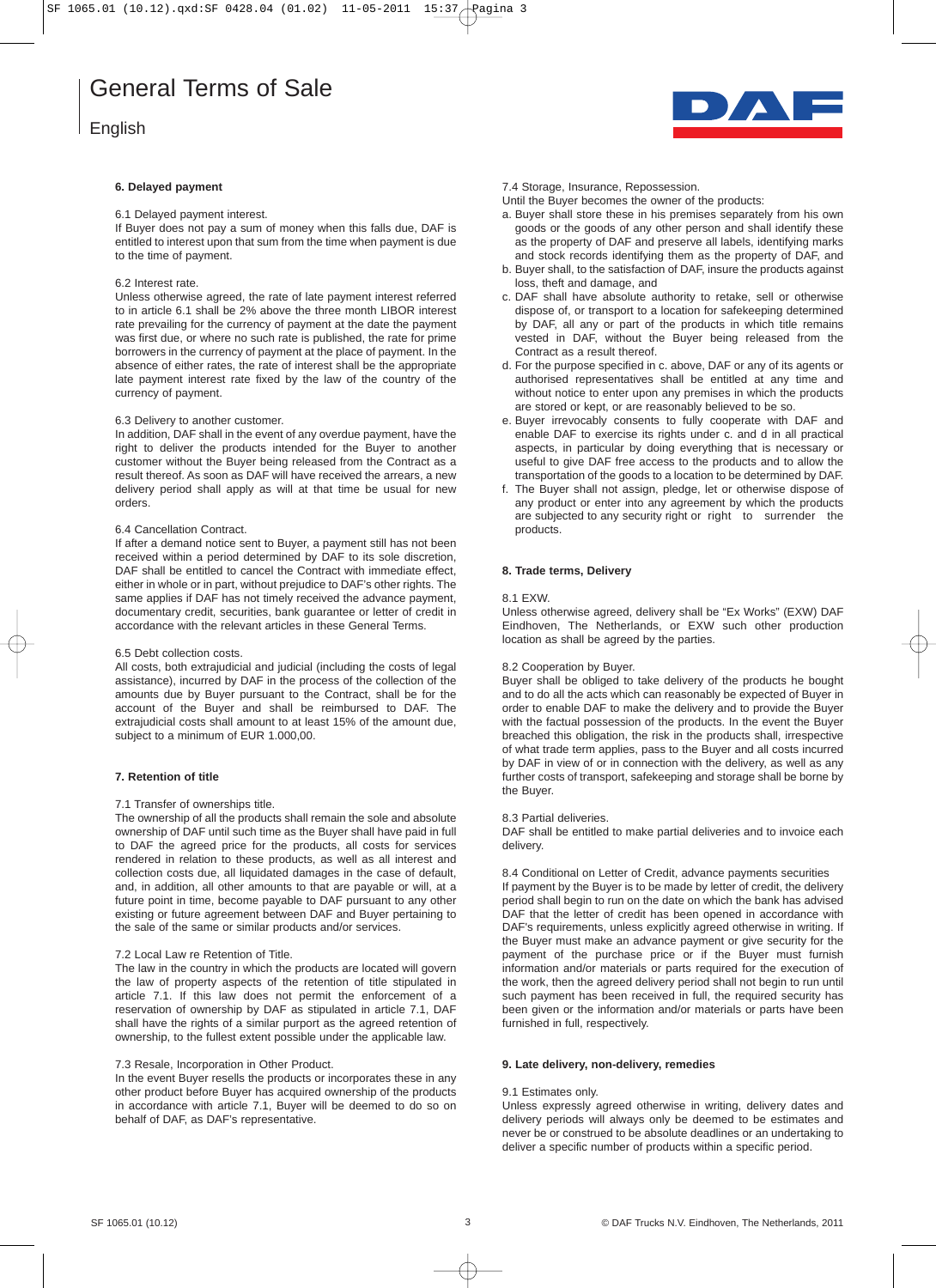# General Terms of Sale

English

## 6. Delayed payment

6.1 Delayed payment interest.
If Buyer does not pay a sum of money when this falls due, DAF is entitled to interest upon that sum from the time when payment is due to the time of payment.

6.2 Interest rate.
Unless otherwise agreed, the rate of late payment interest referred to in article 6.1 shall be 2% above the three month LIBOR interest rate prevailing for the currency of payment at the date the payment was first due, or where no such rate is published, the rate for prime borrowers in the currency of payment at the place of payment. In the absence of either rates, the rate of interest shall be the appropriate late payment interest rate fixed by the law of the country of the currency of payment.

6.3 Delivery to another customer.
In addition, DAF shall in the event of any overdue payment, have the right to deliver the products intended for the Buyer to another customer without the Buyer being released from the Contract as a result thereof. As soon as DAF will have received the arrears, a new delivery period shall apply as will at that time be usual for new orders.

6.4 Cancellation Contract.
If after a demand notice sent to Buyer, a payment still has not been received within a period determined by DAF to its sole discretion, DAF shall be entitled to cancel the Contract with immediate effect, either in whole or in part, without prejudice to DAF's other rights. The same applies if DAF has not timely received the advance payment, documentary credit, securities, bank guarantee or letter of credit in accordance with the relevant articles in these General Terms.

6.5 Debt collection costs.
All costs, both extrajudicial and judicial (including the costs of legal assistance), incurred by DAF in the process of the collection of the amounts due by Buyer pursuant to the Contract, shall be for the account of the Buyer and shall be reimbursed to DAF. The extrajudicial costs shall amount to at least 15% of the amount due, subject to a minimum of EUR 1.000,00.

## 7. Retention of title

7.1 Transfer of ownerships title.
The ownership of all the products shall remain the sole and absolute ownership of DAF until such time as the Buyer shall have paid in full to DAF the agreed price for the products, all costs for services rendered in relation to these products, as well as all interest and collection costs due, all liquidated damages in the case of default, and, in addition, all other amounts to that are payable or will, at a future point in time, become payable to DAF pursuant to any other existing or future agreement between DAF and Buyer pertaining to the sale of the same or similar products and/or services.

7.2 Local Law re Retention of Title.
The law in the country in which the products are located will govern the law of property aspects of the retention of title stipulated in article 7.1. If this law does not permit the enforcement of a reservation of ownership by DAF as stipulated in article 7.1, DAF shall have the rights of a similar purport as the agreed retention of ownership, to the fullest extent possible under the applicable law.

7.3 Resale, Incorporation in Other Product.
In the event Buyer resells the products or incorporates these in any other product before Buyer has acquired ownership of the products in accordance with article 7.1, Buyer will be deemed to do so on behalf of DAF, as DAF's representative.

7.4 Storage, Insurance, Repossession.
Until the Buyer becomes the owner of the products:

a. Buyer shall store these in his premises separately from his own goods or the goods of any other person and shall identify these as the property of DAF and preserve all labels, identifying marks and stock records identifying them as the property of DAF, and
b. Buyer shall, to the satisfaction of DAF, insure the products against loss, theft and damage, and
c. DAF shall have absolute authority to retake, sell or otherwise dispose of, or transport to a location for safekeeping determined by DAF, all any or part of the products in which title remains vested in DAF, without the Buyer being released from the Contract as a result thereof.
d. For the purpose specified in c. above, DAF or any of its agents or authorised representatives shall be entitled at any time and without notice to enter upon any premises in which the products are stored or kept, or are reasonably believed to be so.
e. Buyer irrevocably consents to fully cooperate with DAF and enable DAF to exercise its rights under c. and d in all practical aspects, in particular by doing everything that is necessary or useful to give DAF free access to the products and to allow the transportation of the goods to a location to be determined by DAF.
f. The Buyer shall not assign, pledge, let or otherwise dispose of any product or enter into any agreement by which the products are subjected to any security right or right to surrender the products.

## 8. Trade terms, Delivery

8.1 EXW.
Unless otherwise agreed, delivery shall be "Ex Works" (EXW) DAF Eindhoven, The Netherlands, or EXW such other production location as shall be agreed by the parties.

8.2 Cooperation by Buyer.
Buyer shall be obliged to take delivery of the products he bought and to do all the acts which can reasonably be expected of Buyer in order to enable DAF to make the delivery and to provide the Buyer with the factual possession of the products. In the event the Buyer breached this obligation, the risk in the products shall, irrespective of what trade term applies, pass to the Buyer and all costs incurred by DAF in view of or in connection with the delivery, as well as any further costs of transport, safekeeping and storage shall be borne by the Buyer.

8.3 Partial deliveries.
DAF shall be entitled to make partial deliveries and to invoice each delivery.

8.4 Conditional on Letter of Credit, advance payments securities
If payment by the Buyer is to be made by letter of credit, the delivery period shall begin to run on the date on which the bank has advised DAF that the letter of credit has been opened in accordance with DAF's requirements, unless explicitly agreed otherwise in writing. If the Buyer must make an advance payment or give security for the payment of the purchase price or if the Buyer must furnish information and/or materials or parts required for the execution of the work, then the agreed delivery period shall not begin to run until such payment has been received in full, the required security has been given or the information and/or materials or parts have been furnished in full, respectively.

## 9. Late delivery, non-delivery, remedies

9.1 Estimates only.
Unless expressly agreed otherwise in writing, delivery dates and delivery periods will always only be deemed to be estimates and never be or construed to be absolute deadlines or an undertaking to deliver a specific number of products within a specific period.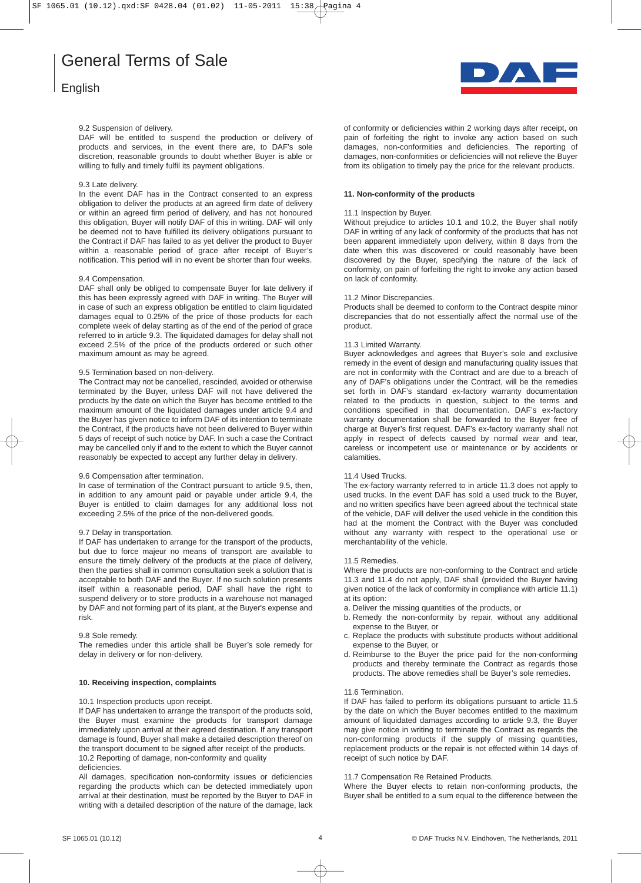9.2 Suspension of delivery.
DAF will be entitled to suspend the production or delivery of products and services, in the event there are, to DAF's sole discretion, reasonable grounds to doubt whether Buyer is able or willing to fully and timely fulfil its payment obligations.

9.3 Late delivery.
In the event DAF has in the Contract consented to an express obligation to deliver the products at an agreed firm date of delivery or within an agreed firm period of delivery, and has not honoured this obligation, Buyer will notify DAF of this in writing. DAF will only be deemed not to have fulfilled its delivery obligations pursuant to the Contract if DAF has failed to as yet deliver the product to Buyer within a reasonable period of grace after receipt of Buyer's notification. This period will in no event be shorter than four weeks.

9.4 Compensation.
DAF shall only be obliged to compensate Buyer for late delivery if this has been expressly agreed with DAF in writing. The Buyer will in case of such an express obligation be entitled to claim liquidated damages equal to 0.25% of the price of those products for each complete week of delay starting as of the end of the period of grace referred to in article 9.3. The liquidated damages for delay shall not exceed 2.5% of the price of the products ordered or such other maximum amount as may be agreed.

9.5 Termination based on non-delivery.
The Contract may not be cancelled, rescinded, avoided or otherwise terminated by the Buyer, unless DAF will not have delivered the products by the date on which the Buyer has become entitled to the maximum amount of the liquidated damages under article 9.4 and the Buyer has given notice to inform DAF of its intention to terminate the Contract, if the products have not been delivered to Buyer within 5 days of receipt of such notice by DAF. In such a case the Contract may be cancelled only if and to the extent to which the Buyer cannot reasonably be expected to accept any further delay in delivery.

9.6 Compensation after termination.
In case of termination of the Contract pursuant to article 9.5, then, in addition to any amount paid or payable under article 9.4, the Buyer is entitled to claim damages for any additional loss not exceeding 2.5% of the price of the non-delivered goods.

9.7 Delay in transportation.
If DAF has undertaken to arrange for the transport of the products, but due to force majeur no means of transport are available to ensure the timely delivery of the products at the place of delivery, then the parties shall in common consultation seek a solution that is acceptable to both DAF and the Buyer. If no such solution presents itself within a reasonable period, DAF shall have the right to suspend delivery or to store products in a warehouse not managed by DAF and not forming part of its plant, at the Buyer's expense and risk.

9.8 Sole remedy.
The remedies under this article shall be Buyer's sole remedy for delay in delivery or for non-delivery.

**10. Receiving inspection, complaints**

10.1 Inspection products upon receipt.
If DAF has undertaken to arrange the transport of the products sold, the Buyer must examine the products for transport damage immediately upon arrival at their agreed destination. If any transport damage is found, Buyer shall make a detailed description thereof on the transport document to be signed after receipt of the products.

10.2 Reporting of damage, non-conformity and quality deficiencies.
All damages, specification non-conformity issues or deficiencies regarding the products which can be detected immediately upon arrival at their destination, must be reported by the Buyer to DAF in writing with a detailed description of the nature of the damage, lack of conformity or deficiencies within 2 working days after receipt, on pain of forfeiting the right to invoke any action based on such damages, non-conformities and deficiencies. The reporting of damages, non-conformities or deficiencies will not relieve the Buyer from its obligation to timely pay the price for the relevant products.

**11. Non-conformity of the products**

11.1 Inspection by Buyer.
Without prejudice to articles 10.1 and 10.2, the Buyer shall notify DAF in writing of any lack of conformity of the products that has not been apparent immediately upon delivery, within 8 days from the date when this was discovered or could reasonably have been discovered by the Buyer, specifying the nature of the lack of conformity, on pain of forfeiting the right to invoke any action based on lack of conformity.

11.2 Minor Discrepancies.
Products shall be deemed to conform to the Contract despite minor discrepancies that do not essentially affect the normal use of the product.

11.3 Limited Warranty.
Buyer acknowledges and agrees that Buyer's sole and exclusive remedy in the event of design and manufacturing quality issues that are not in conformity with the Contract and are due to a breach of any of DAF's obligations under the Contract, will be the remedies set forth in DAF's standard ex-factory warranty documentation related to the products in question, subject to the terms and conditions specified in that documentation. DAF's ex-factory warranty documentation shall be forwarded to the Buyer free of charge at Buyer's first request. DAF's ex-factory warranty shall not apply in respect of defects caused by normal wear and tear, careless or incompetent use or maintenance or by accidents or calamities.

11.4 Used Trucks.
The ex-factory warranty referred to in article 11.3 does not apply to used trucks. In the event DAF has sold a used truck to the Buyer, and no written specifics have been agreed about the technical state of the vehicle, DAF will deliver the used vehicle in the condition this had at the moment the Contract with the Buyer was concluded without any warranty with respect to the operational use or merchantability of the vehicle.

11.5 Remedies.
Where the products are non-conforming to the Contract and article 11.3 and 11.4 do not apply, DAF shall (provided the Buyer having given notice of the lack of conformity in compliance with article 11.1) at its option:

a. Deliver the missing quantities of the products, or
b. Remedy the non-conformity by repair, without any additional expense to the Buyer, or
c. Replace the products with substitute products without additional expense to the Buyer, or
d. Reimburse to the Buyer the price paid for the non-conforming products and thereby terminate the Contract as regards those products. The above remedies shall be Buyer's sole remedies.

11.6 Termination.
If DAF has failed to perform its obligations pursuant to article 11.5 by the date on which the Buyer becomes entitled to the maximum amount of liquidated damages according to article 9.3, the Buyer may give notice in writing to terminate the Contract as regards the non-conforming products if the supply of missing quantities, replacement products or the repair is not effected within 14 days of receipt of such notice by DAF.

11.7 Compensation Re Retained Products.
Where the Buyer elects to retain non-conforming products, the Buyer shall be entitled to a sum equal to the difference between the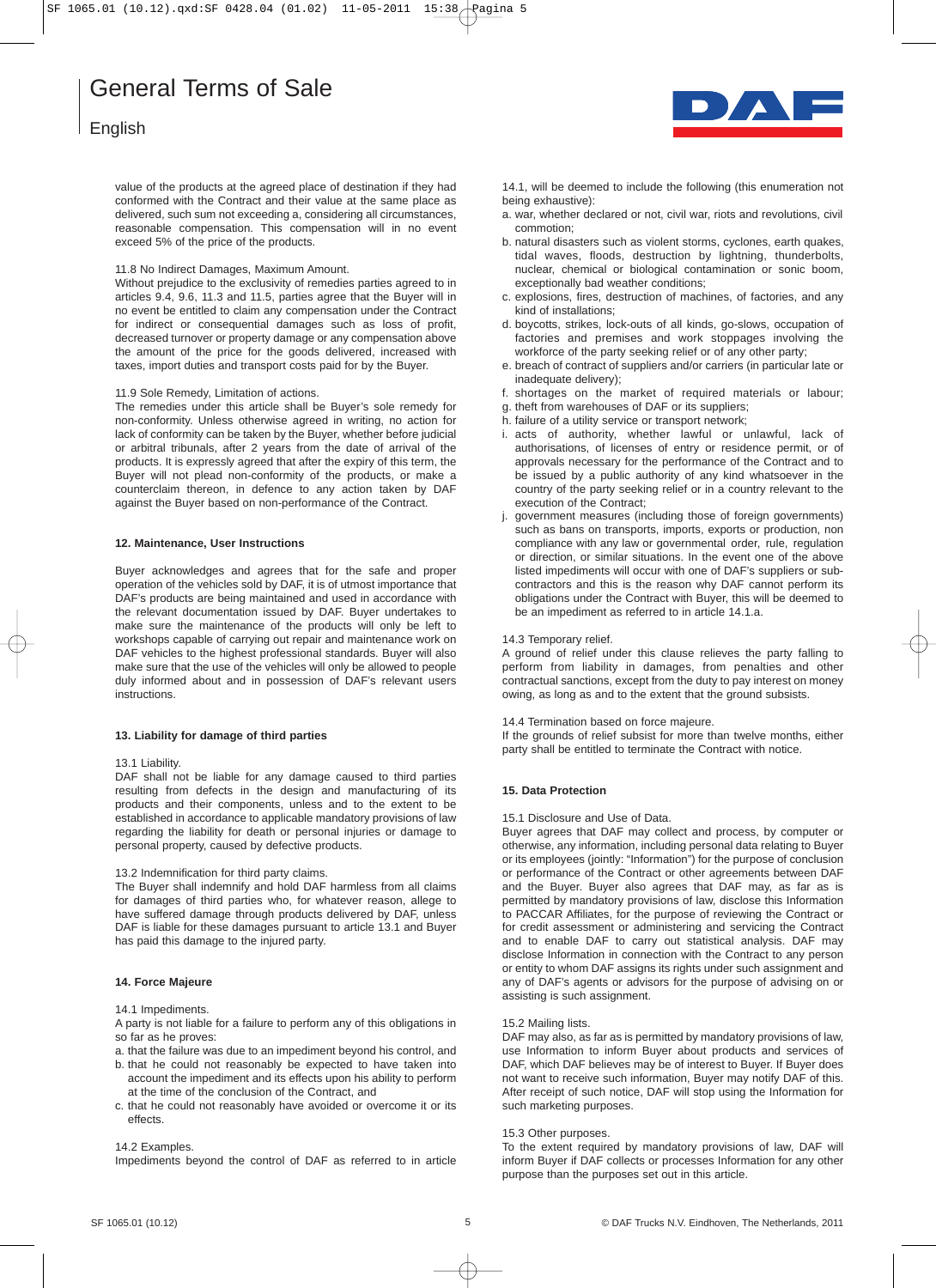value of the products at the agreed place of destination if they had conformed with the Contract and their value at the same place as delivered, such sum not exceeding a, considering all circumstances, reasonable compensation. This compensation will in no event exceed 5% of the price of the products.

11.8 No Indirect Damages, Maximum Amount.
Without prejudice to the exclusivity of remedies parties agreed to in articles 9.4, 9.6, 11.3 and 11.5, parties agree that the Buyer will in no event be entitled to claim any compensation under the Contract for indirect or consequential damages such as loss of profit, decreased turnover or property damage or any compensation above the amount of the price for the goods delivered, increased with taxes, import duties and transport costs paid for by the Buyer.

11.9 Sole Remedy, Limitation of actions.
The remedies under this article shall be Buyer's sole remedy for non-conformity. Unless otherwise agreed in writing, no action for lack of conformity can be taken by the Buyer, whether before judicial or arbitral tribunals, after 2 years from the date of arrival of the products. It is expressly agreed that after the expiry of this term, the Buyer will not plead non-conformity of the products, or make a counterclaim thereon, in defence to any action taken by DAF against the Buyer based on non-performance of the Contract.

**12. Maintenance, User Instructions**

Buyer acknowledges and agrees that for the safe and proper operation of the vehicles sold by DAF, it is of utmost importance that DAF's products are being maintained and used in accordance with the relevant documentation issued by DAF. Buyer undertakes to make sure the maintenance of the products will only be left to workshops capable of carrying out repair and maintenance work on DAF vehicles to the highest professional standards. Buyer will also make sure that the use of the vehicles will only be allowed to people duly informed about and in possession of DAF's relevant users instructions.

**13. Liability for damage of third parties**

13.1 Liability.
DAF shall not be liable for any damage caused to third parties resulting from defects in the design and manufacturing of its products and their components, unless and to the extent to be established in accordance to applicable mandatory provisions of law regarding the liability for death or personal injuries or damage to personal property, caused by defective products.

13.2 Indemnification for third party claims.
The Buyer shall indemnify and hold DAF harmless from all claims for damages of third parties who, for whatever reason, allege to have suffered damage through products delivered by DAF, unless DAF is liable for these damages pursuant to article 13.1 and Buyer has paid this damage to the injured party.

**14. Force Majeure**

14.1 Impediments.
A party is not liable for a failure to perform any of this obligations in so far as he proves:

a. that the failure was due to an impediment beyond his control, and
b. that he could not reasonably be expected to have taken into account the impediment and its effects upon his ability to perform at the time of the conclusion of the Contract, and
c. that he could not reasonably have avoided or overcome it or its effects.

14.2 Examples.
Impediments beyond the control of DAF as referred to in article 14.1, will be deemed to include the following (this enumeration not being exhaustive):

a. war, whether declared or not, civil war, riots and revolutions, civil commotion;
b. natural disasters such as violent storms, cyclones, earth quakes, tidal waves, floods, destruction by lightning, thunderbolts, nuclear, chemical or biological contamination or sonic boom, exceptionally bad weather conditions;
c. explosions, fires, destruction of machines, of factories, and any kind of installations;
d. boycotts, strikes, lock-outs of all kinds, go-slows, occupation of factories and premises and work stoppages involving the workforce of the party seeking relief or of any other party;
e. breach of contract of suppliers and/or carriers (in particular late or inadequate delivery);
f. shortages on the market of required materials or labour;
g. theft from warehouses of DAF or its suppliers;
h. failure of a utility service or transport network;
i. acts of authority, whether lawful or unlawful, lack of authorisations, of licenses of entry or residence permit, or of approvals necessary for the performance of the Contract and to be issued by a public authority of any kind whatsoever in the country of the party seeking relief or in a country relevant to the execution of the Contract;
j. government measures (including those of foreign governments) such as bans on transports, imports, exports or production, non compliance with any law or governmental order, rule, regulation or direction, or similar situations. In the event one of the above listed impediments will occur with one of DAF's suppliers or sub-contractors and this is the reason why DAF cannot perform its obligations under the Contract with Buyer, this will be deemed to be an impediment as referred to in article 14.1.a.

14.3 Temporary relief.
A ground of relief under this clause relieves the party falling to perform from liability in damages, from penalties and other contractual sanctions, except from the duty to pay interest on money owing, as long as and to the extent that the ground subsists.

14.4 Termination based on force majeure.
If the grounds of relief subsist for more than twelve months, either party shall be entitled to terminate the Contract with notice.

**15. Data Protection**

15.1 Disclosure and Use of Data.
Buyer agrees that DAF may collect and process, by computer or otherwise, any information, including personal data relating to Buyer or its employees (jointly: "Information") for the purpose of conclusion or performance of the Contract or other agreements between DAF and the Buyer. Buyer also agrees that DAF may, as far as is permitted by mandatory provisions of law, disclose this Information to PACCAR Affiliates, for the purpose of reviewing the Contract or for credit assessment or administering and servicing the Contract and to enable DAF to carry out statistical analysis. DAF may disclose Information in connection with the Contract to any person or entity to whom DAF assigns its rights under such assignment and any of DAF's agents or advisors for the purpose of advising on or assisting is such assignment.

15.2 Mailing lists.
DAF may also, as far as is permitted by mandatory provisions of law, use Information to inform Buyer about products and services of DAF, which DAF believes may be of interest to Buyer. If Buyer does not want to receive such information, Buyer may notify DAF of this. After receipt of such notice, DAF will stop using the Information for such marketing purposes.

15.3 Other purposes.
To the extent required by mandatory provisions of law, DAF will inform Buyer if DAF collects or processes Information for any other purpose than the purposes set out in this article.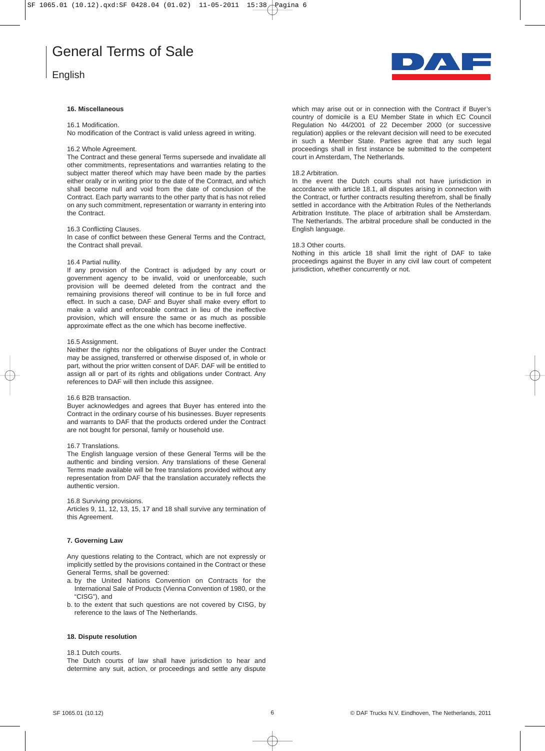# General Terms of Sale

English

### 16. Miscellaneous

16.1 Modification.
No modification of the Contract is valid unless agreed in writing.

16.2 Whole Agreement.
The Contract and these general Terms supersede and invalidate all other commitments, representations and warranties relating to the subject matter thereof which may have been made by the parties either orally or in writing prior to the date of the Contract, and which shall become null and void from the date of conclusion of the Contract. Each party warrants to the other party that is has not relied on any such commitment, representation or warranty in entering into the Contract.

16.3 Conflicting Clauses.
In case of conflict between these General Terms and the Contract, the Contract shall prevail.

16.4 Partial nullity.
If any provision of the Contract is adjudged by any court or government agency to be invalid, void or unenforceable, such provision will be deemed deleted from the contract and the remaining provisions thereof will continue to be in full force and effect. In such a case, DAF and Buyer shall make every effort to make a valid and enforceable contract in lieu of the ineffective provision, which will ensure the same or as much as possible approximate effect as the one which has become ineffective.

16.5 Assignment.
Neither the rights nor the obligations of Buyer under the Contract may be assigned, transferred or otherwise disposed of, in whole or part, without the prior written consent of DAF. DAF will be entitled to assign all or part of its rights and obligations under Contract. Any references to DAF will then include this assignee.

16.6 B2B transaction.
Buyer acknowledges and agrees that Buyer has entered into the Contract in the ordinary course of his businesses. Buyer represents and warrants to DAF that the products ordered under the Contract are not bought for personal, family or household use.

16.7 Translations.
The English language version of these General Terms will be the authentic and binding version. Any translations of these General Terms made available will be free translations provided without any representation from DAF that the translation accurately reflects the authentic version.

16.8 Surviving provisions.
Articles 9, 11, 12, 13, 15, 17 and 18 shall survive any termination of this Agreement.

### 7. Governing Law

Any questions relating to the Contract, which are not expressly or implicitly settled by the provisions contained in the Contract or these General Terms, shall be governed:

a. by the United Nations Convention on Contracts for the International Sale of Products (Vienna Convention of 1980, or the "CISG"), and
b. to the extent that such questions are not covered by CISG, by reference to the laws of The Netherlands.

### 18. Dispute resolution

18.1 Dutch courts.
The Dutch courts of law shall have jurisdiction to hear and determine any suit, action, or proceedings and settle any dispute which may arise out or in connection with the Contract if Buyer's country of domicile is a EU Member State in which EC Council Regulation No 44/2001 of 22 December 2000 (or successive regulation) applies or the relevant decision will need to be executed in such a Member State. Parties agree that any such legal proceedings shall in first instance be submitted to the competent court in Amsterdam, The Netherlands.

18.2 Arbitration.
In the event the Dutch courts shall not have jurisdiction in accordance with article 18.1, all disputes arising in connection with the Contract, or further contracts resulting therefrom, shall be finally settled in accordance with the Arbitration Rules of the Netherlands Arbitration Institute. The place of arbitration shall be Amsterdam. The Netherlands. The arbitral procedure shall be conducted in the English language.

18.3 Other courts.
Nothing in this article 18 shall limit the right of DAF to take proceedings against the Buyer in any civil law court of competent jurisdiction, whether concurrently or not.